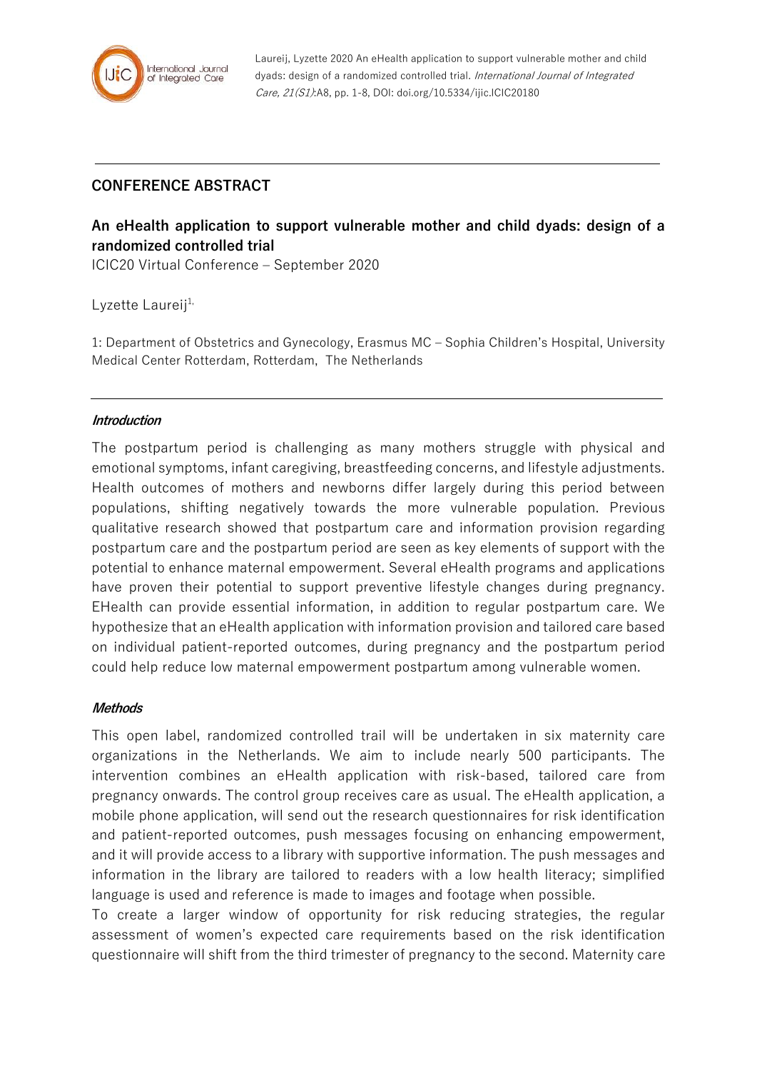Laureij, Lyzette 2020 An eHealth application to support vulnerable mother and child dyads: design of a randomized controlled trial. *International Journal of Integrated Care, 21(S1)*:A8, pp. 1-8, DOI: doi.org/10.5334/ijic.ICIC20180

## CONFERENCE ABSTRACT

# An eHealth application to support vulnerable mother and child dyads: design of a randomized controlled trial

ICIC20 Virtual Conference – September 2020

Lyzette Laureij[1,]

1: Department of Obstetrics and Gynecology, Erasmus MC – Sophia Children's Hospital, University Medical Center Rotterdam, Rotterdam, The Netherlands

### *Introduction*

The postpartum period is challenging as many mothers struggle with physical and emotional symptoms, infant caregiving, breastfeeding concerns, and lifestyle adjustments. Health outcomes of mothers and newborns differ largely during this period between populations, shifting negatively towards the more vulnerable population. Previous qualitative research showed that postpartum care and information provision regarding postpartum care and the postpartum period are seen as key elements of support with the potential to enhance maternal empowerment. Several eHealth programs and applications have proven their potential to support preventive lifestyle changes during pregnancy. EHealth can provide essential information, in addition to regular postpartum care. We hypothesize that an eHealth application with information provision and tailored care based on individual patient-reported outcomes, during pregnancy and the postpartum period could help reduce low maternal empowerment postpartum among vulnerable women.

### *Methods*

This open label, randomized controlled trail will be undertaken in six maternity care organizations in the Netherlands. We aim to include nearly 500 participants. The intervention combines an eHealth application with risk-based, tailored care from pregnancy onwards. The control group receives care as usual. The eHealth application, a mobile phone application, will send out the research questionnaires for risk identification and patient-reported outcomes, push messages focusing on enhancing empowerment, and it will provide access to a library with supportive information. The push messages and information in the library are tailored to readers with a low health literacy; simplified language is used and reference is made to images and footage when possible.

To create a larger window of opportunity for risk reducing strategies, the regular assessment of women's expected care requirements based on the risk identification questionnaire will shift from the third trimester of pregnancy to the second. Maternity care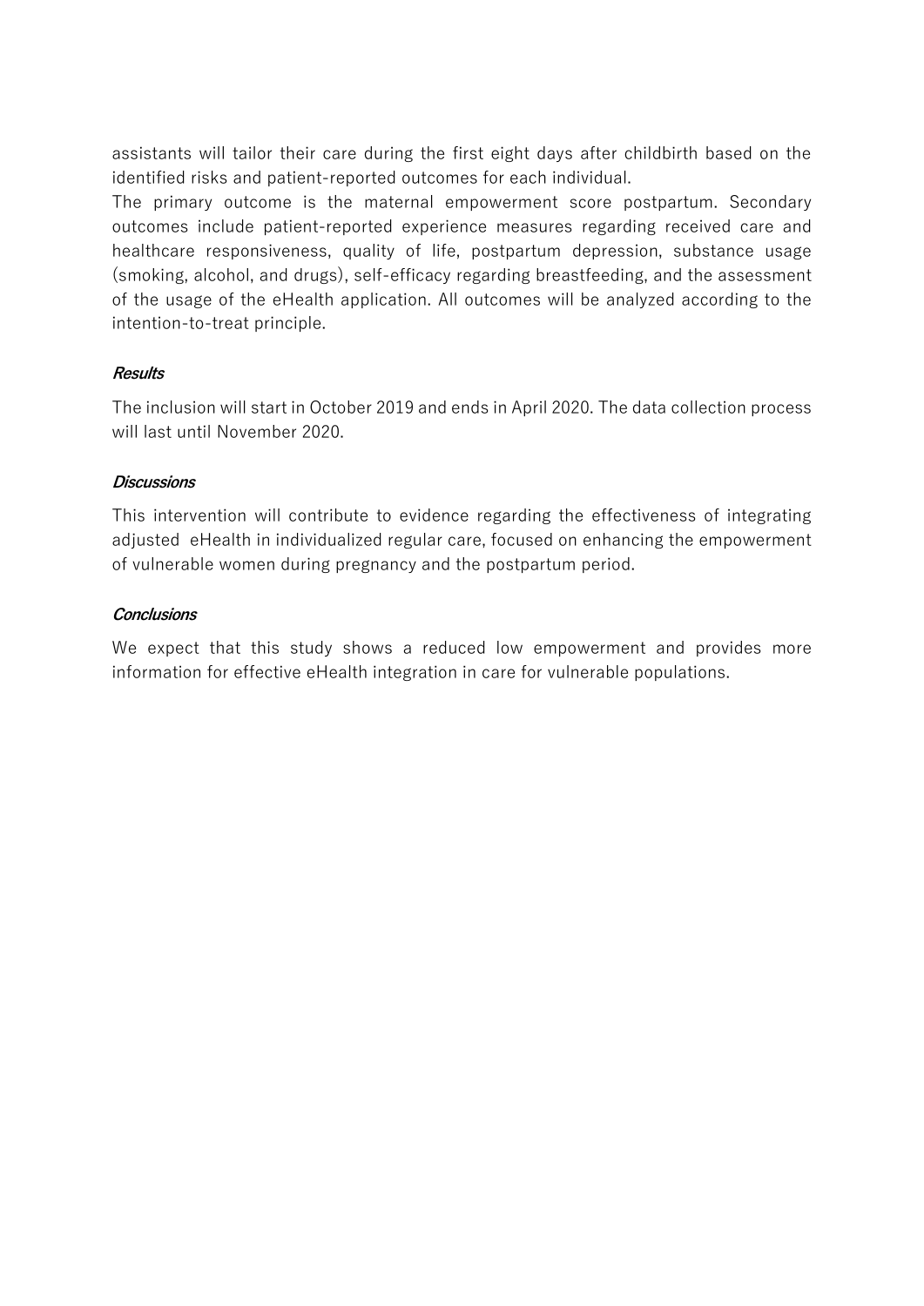assistants will tailor their care during the first eight days after childbirth based on the identified risks and patient-reported outcomes for each individual.

The primary outcome is the maternal empowerment score postpartum. Secondary outcomes include patient-reported experience measures regarding received care and healthcare responsiveness, quality of life, postpartum depression, substance usage (smoking, alcohol, and drugs), self-efficacy regarding breastfeeding, and the assessment of the usage of the eHealth application. All outcomes will be analyzed according to the intention-to-treat principle.

***Results***

The inclusion will start in October 2019 and ends in April 2020. The data collection process will last until November 2020.

***Discussions***

This intervention will contribute to evidence regarding the effectiveness of integrating adjusted eHealth in individualized regular care, focused on enhancing the empowerment of vulnerable women during pregnancy and the postpartum period.

***Conclusions***

We expect that this study shows a reduced low empowerment and provides more information for effective eHealth integration in care for vulnerable populations.